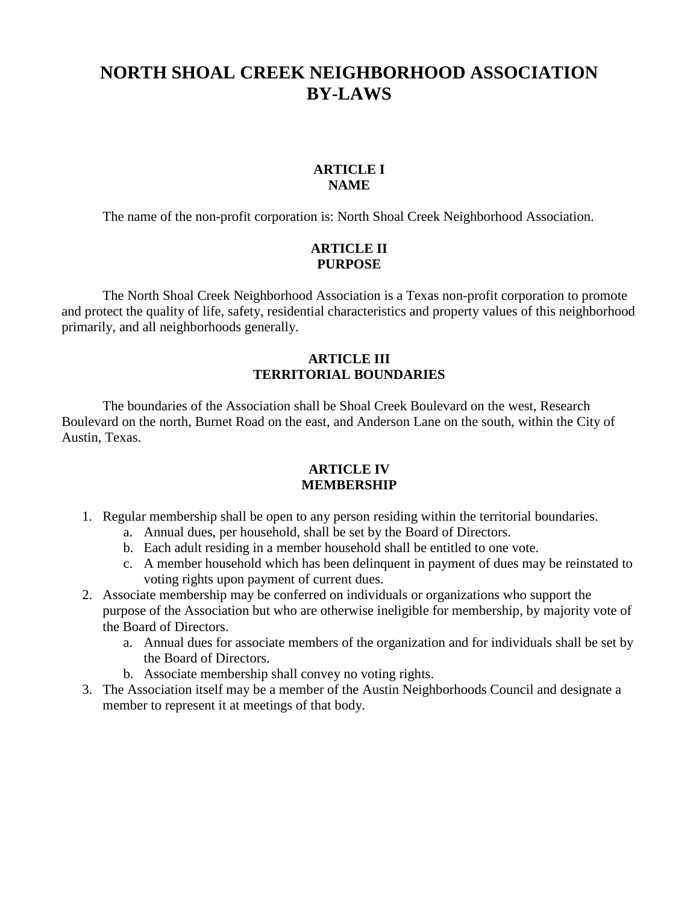# NORTH SHOAL CREEK NEIGHBORHOOD ASSOCIATION BY-LAWS

## ARTICLE I
## NAME

The name of the non-profit corporation is: North Shoal Creek Neighborhood Association.

## ARTICLE II
## PURPOSE

The North Shoal Creek Neighborhood Association is a Texas non-profit corporation to promote and protect the quality of life, safety, residential characteristics and property values of this neighborhood primarily, and all neighborhoods generally.

## ARTICLE III
## TERRITORIAL BOUNDARIES

The boundaries of the Association shall be Shoal Creek Boulevard on the west, Research Boulevard on the north, Burnet Road on the east, and Anderson Lane on the south, within the City of Austin, Texas.

## ARTICLE IV
## MEMBERSHIP

1. Regular membership shall be open to any person residing within the territorial boundaries.
   a. Annual dues, per household, shall be set by the Board of Directors.
   b. Each adult residing in a member household shall be entitled to one vote.
   c. A member household which has been delinquent in payment of dues may be reinstated to voting rights upon payment of current dues.
2. Associate membership may be conferred on individuals or organizations who support the purpose of the Association but who are otherwise ineligible for membership, by majority vote of the Board of Directors.
   a. Annual dues for associate members of the organization and for individuals shall be set by the Board of Directors.
   b. Associate membership shall convey no voting rights.
3. The Association itself may be a member of the Austin Neighborhoods Council and designate a member to represent it at meetings of that body.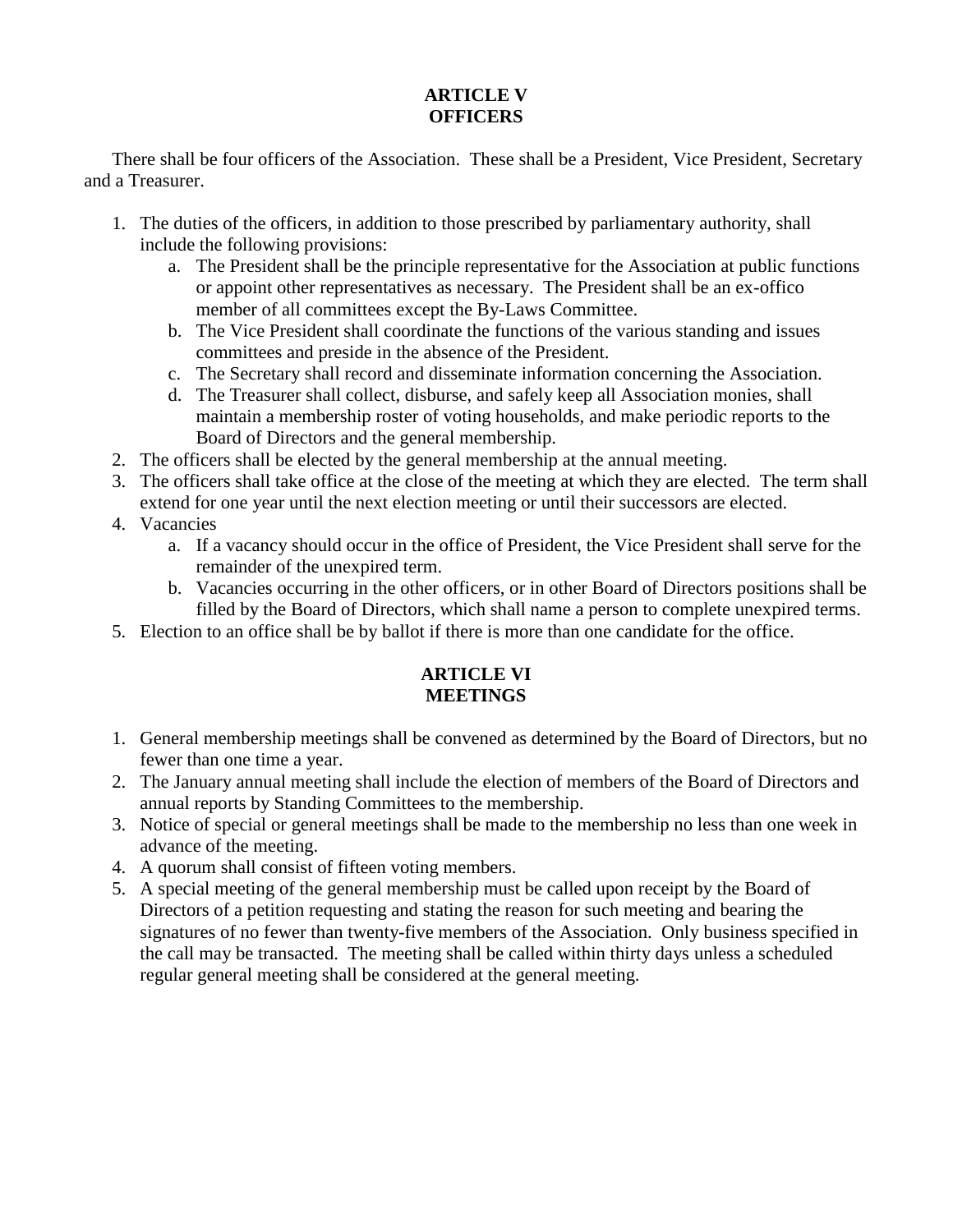## ARTICLE V
## OFFICERS

There shall be four officers of the Association. These shall be a President, Vice President, Secretary and a Treasurer.

1. The duties of the officers, in addition to those prescribed by parliamentary authority, shall include the following provisions:
    a. The President shall be the principle representative for the Association at public functions or appoint other representatives as necessary. The President shall be an ex-offico member of all committees except the By-Laws Committee.
    b. The Vice President shall coordinate the functions of the various standing and issues committees and preside in the absence of the President.
    c. The Secretary shall record and disseminate information concerning the Association.
    d. The Treasurer shall collect, disburse, and safely keep all Association monies, shall maintain a membership roster of voting households, and make periodic reports to the Board of Directors and the general membership.
2. The officers shall be elected by the general membership at the annual meeting.
3. The officers shall take office at the close of the meeting at which they are elected. The term shall extend for one year until the next election meeting or until their successors are elected.
4. Vacancies
    a. If a vacancy should occur in the office of President, the Vice President shall serve for the remainder of the unexpired term.
    b. Vacancies occurring in the other officers, or in other Board of Directors positions shall be filled by the Board of Directors, which shall name a person to complete unexpired terms.
5. Election to an office shall be by ballot if there is more than one candidate for the office.

## ARTICLE VI
## MEETINGS

1. General membership meetings shall be convened as determined by the Board of Directors, but no fewer than one time a year.
2. The January annual meeting shall include the election of members of the Board of Directors and annual reports by Standing Committees to the membership.
3. Notice of special or general meetings shall be made to the membership no less than one week in advance of the meeting.
4. A quorum shall consist of fifteen voting members.
5. A special meeting of the general membership must be called upon receipt by the Board of Directors of a petition requesting and stating the reason for such meeting and bearing the signatures of no fewer than twenty-five members of the Association. Only business specified in the call may be transacted. The meeting shall be called within thirty days unless a scheduled regular general meeting shall be considered at the general meeting.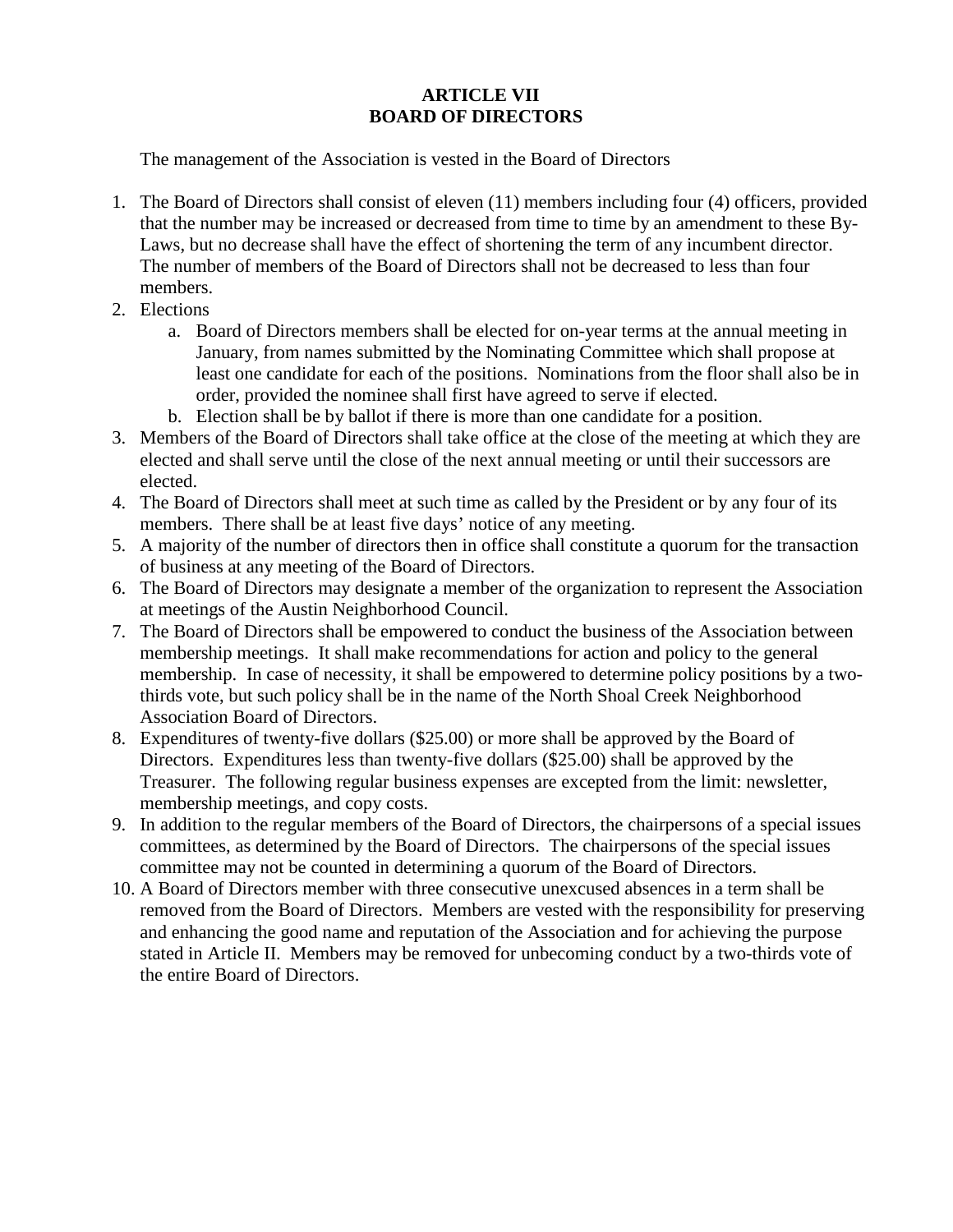# ARTICLE VII
# BOARD OF DIRECTORS

The management of the Association is vested in the Board of Directors

1. The Board of Directors shall consist of eleven (11) members including four (4) officers, provided that the number may be increased or decreased from time to time by an amendment to these By-Laws, but no decrease shall have the effect of shortening the term of any incumbent director. The number of members of the Board of Directors shall not be decreased to less than four members.
2. Elections
   a. Board of Directors members shall be elected for on-year terms at the annual meeting in January, from names submitted by the Nominating Committee which shall propose at least one candidate for each of the positions. Nominations from the floor shall also be in order, provided the nominee shall first have agreed to serve if elected.
   b. Election shall be by ballot if there is more than one candidate for a position.
3. Members of the Board of Directors shall take office at the close of the meeting at which they are elected and shall serve until the close of the next annual meeting or until their successors are elected.
4. The Board of Directors shall meet at such time as called by the President or by any four of its members. There shall be at least five days' notice of any meeting.
5. A majority of the number of directors then in office shall constitute a quorum for the transaction of business at any meeting of the Board of Directors.
6. The Board of Directors may designate a member of the organization to represent the Association at meetings of the Austin Neighborhood Council.
7. The Board of Directors shall be empowered to conduct the business of the Association between membership meetings. It shall make recommendations for action and policy to the general membership. In case of necessity, it shall be empowered to determine policy positions by a two-thirds vote, but such policy shall be in the name of the North Shoal Creek Neighborhood Association Board of Directors.
8. Expenditures of twenty-five dollars ($25.00) or more shall be approved by the Board of Directors. Expenditures less than twenty-five dollars ($25.00) shall be approved by the Treasurer. The following regular business expenses are excepted from the limit: newsletter, membership meetings, and copy costs.
9. In addition to the regular members of the Board of Directors, the chairpersons of a special issues committees, as determined by the Board of Directors. The chairpersons of the special issues committee may not be counted in determining a quorum of the Board of Directors.
10. A Board of Directors member with three consecutive unexcused absences in a term shall be removed from the Board of Directors. Members are vested with the responsibility for preserving and enhancing the good name and reputation of the Association and for achieving the purpose stated in Article II. Members may be removed for unbecoming conduct by a two-thirds vote of the entire Board of Directors.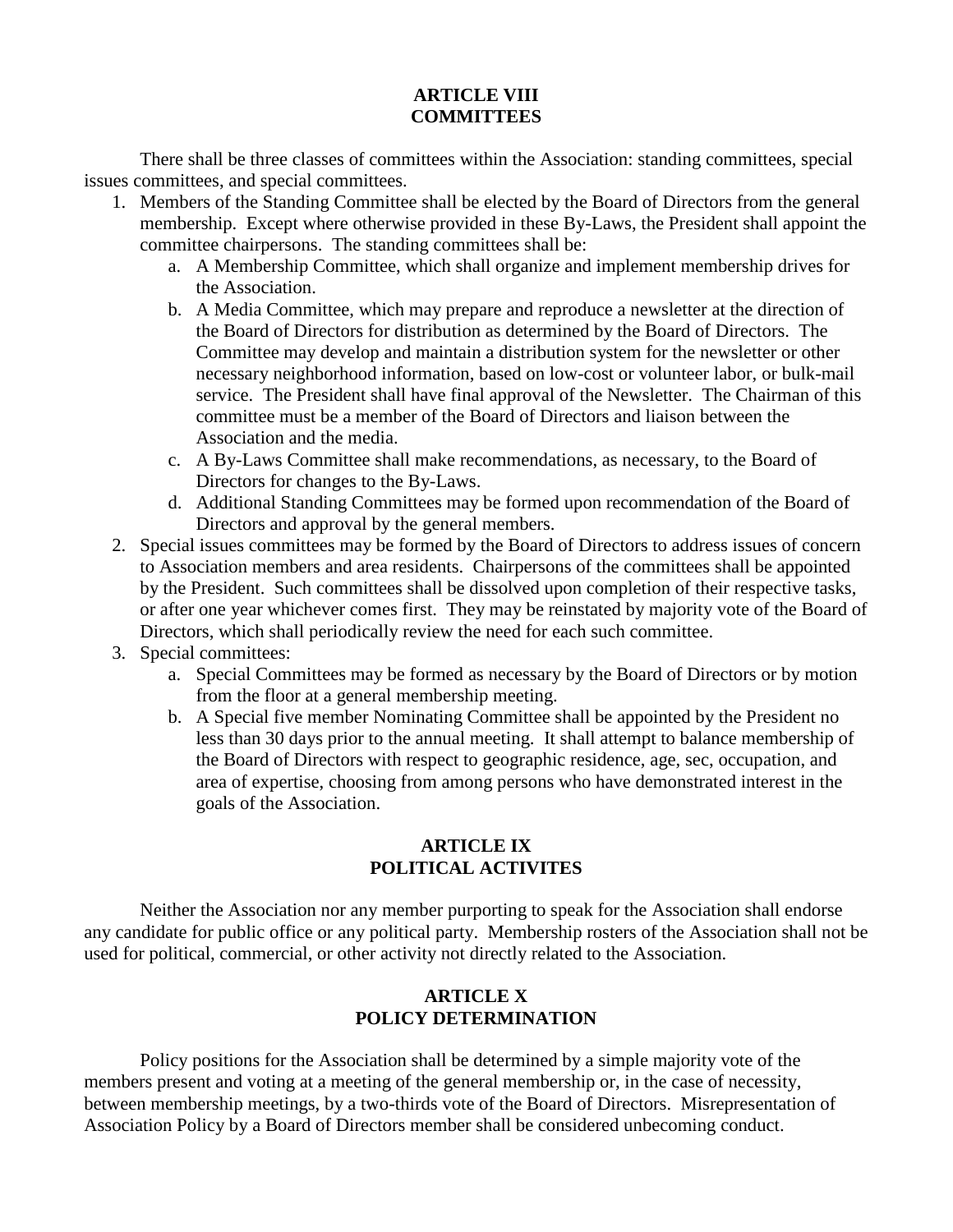## ARTICLE VIII
## COMMITTEES

There shall be three classes of committees within the Association: standing committees, special issues committees, and special committees.

1. Members of the Standing Committee shall be elected by the Board of Directors from the general membership. Except where otherwise provided in these By-Laws, the President shall appoint the committee chairpersons. The standing committees shall be:
   a. A Membership Committee, which shall organize and implement membership drives for the Association.
   b. A Media Committee, which may prepare and reproduce a newsletter at the direction of the Board of Directors for distribution as determined by the Board of Directors. The Committee may develop and maintain a distribution system for the newsletter or other necessary neighborhood information, based on low-cost or volunteer labor, or bulk-mail service. The President shall have final approval of the Newsletter. The Chairman of this committee must be a member of the Board of Directors and liaison between the Association and the media.
   c. A By-Laws Committee shall make recommendations, as necessary, to the Board of Directors for changes to the By-Laws.
   d. Additional Standing Committees may be formed upon recommendation of the Board of Directors and approval by the general members.
2. Special issues committees may be formed by the Board of Directors to address issues of concern to Association members and area residents. Chairpersons of the committees shall be appointed by the President. Such committees shall be dissolved upon completion of their respective tasks, or after one year whichever comes first. They may be reinstated by majority vote of the Board of Directors, which shall periodically review the need for each such committee.
3. Special committees:
   a. Special Committees may be formed as necessary by the Board of Directors or by motion from the floor at a general membership meeting.
   b. A Special five member Nominating Committee shall be appointed by the President no less than 30 days prior to the annual meeting. It shall attempt to balance membership of the Board of Directors with respect to geographic residence, age, sec, occupation, and area of expertise, choosing from among persons who have demonstrated interest in the goals of the Association.

## ARTICLE IX
## POLITICAL ACTIVITES

Neither the Association nor any member purporting to speak for the Association shall endorse any candidate for public office or any political party. Membership rosters of the Association shall not be used for political, commercial, or other activity not directly related to the Association.

## ARTICLE X
## POLICY DETERMINATION

Policy positions for the Association shall be determined by a simple majority vote of the members present and voting at a meeting of the general membership or, in the case of necessity, between membership meetings, by a two-thirds vote of the Board of Directors. Misrepresentation of Association Policy by a Board of Directors member shall be considered unbecoming conduct.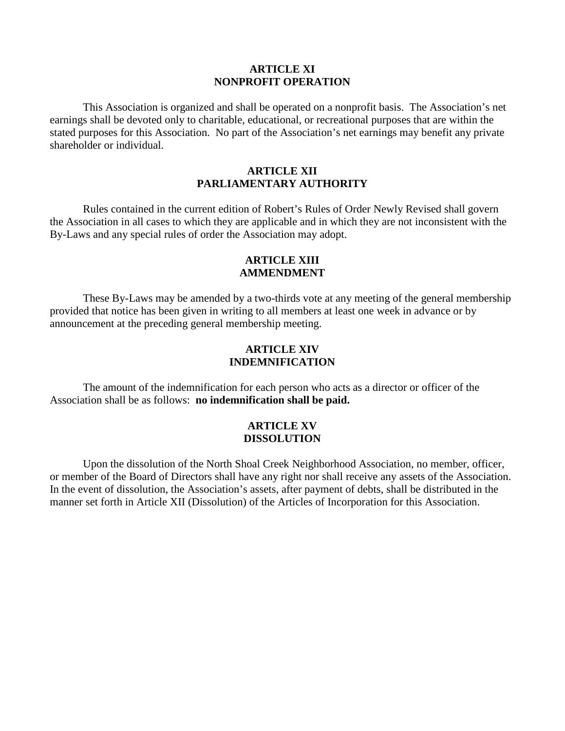## ARTICLE XI
## NONPROFIT OPERATION

This Association is organized and shall be operated on a nonprofit basis. The Association's net earnings shall be devoted only to charitable, educational, or recreational purposes that are within the stated purposes for this Association. No part of the Association's net earnings may benefit any private shareholder or individual.

## ARTICLE XII
## PARLIAMENTARY AUTHORITY

Rules contained in the current edition of Robert's Rules of Order Newly Revised shall govern the Association in all cases to which they are applicable and in which they are not inconsistent with the By-Laws and any special rules of order the Association may adopt.

## ARTICLE XIII
## AMMENDMENT

These By-Laws may be amended by a two-thirds vote at any meeting of the general membership provided that notice has been given in writing to all members at least one week in advance or by announcement at the preceding general membership meeting.

## ARTICLE XIV
## INDEMNIFICATION

The amount of the indemnification for each person who acts as a director or officer of the Association shall be as follows: **no indemnification shall be paid.**

## ARTICLE XV
## DISSOLUTION

Upon the dissolution of the North Shoal Creek Neighborhood Association, no member, officer, or member of the Board of Directors shall have any right nor shall receive any assets of the Association. In the event of dissolution, the Association's assets, after payment of debts, shall be distributed in the manner set forth in Article XII (Dissolution) of the Articles of Incorporation for this Association.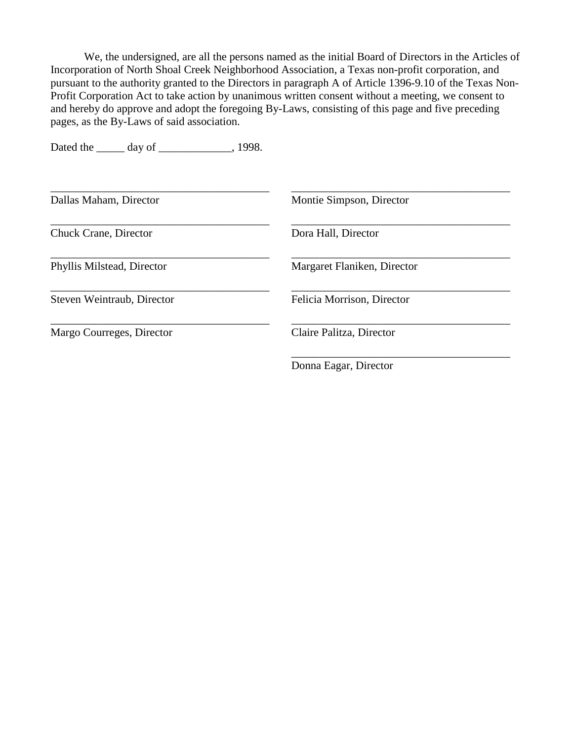We, the undersigned, are all the persons named as the initial Board of Directors in the Articles of Incorporation of North Shoal Creek Neighborhood Association, a Texas non-profit corporation, and pursuant to the authority granted to the Directors in paragraph A of Article 1396-9.10 of the Texas Non-Profit Corporation Act to take action by unanimous written consent without a meeting, we consent to and hereby do approve and adopt the foregoing By-Laws, consisting of this page and five preceding pages, as the By-Laws of said association.

Dated the _____ day of _____________, 1998.

| | |
|---|---|
| _______________________________________ | _______________________________________ |
| Dallas Maham, Director | Montie Simpson, Director |
| _______________________________________ | _______________________________________ |
| Chuck Crane, Director | Dora Hall, Director |
| _______________________________________ | _______________________________________ |
| Phyllis Milstead, Director | Margaret Flaniken, Director |
| _______________________________________ | _______________________________________ |
| Steven Weintraub, Director | Felicia Morrison, Director |
| _______________________________________ | _______________________________________ |
| Margo Courreges, Director | Claire Palitza, Director |
| | _______________________________________ |
| | Donna Eagar, Director |